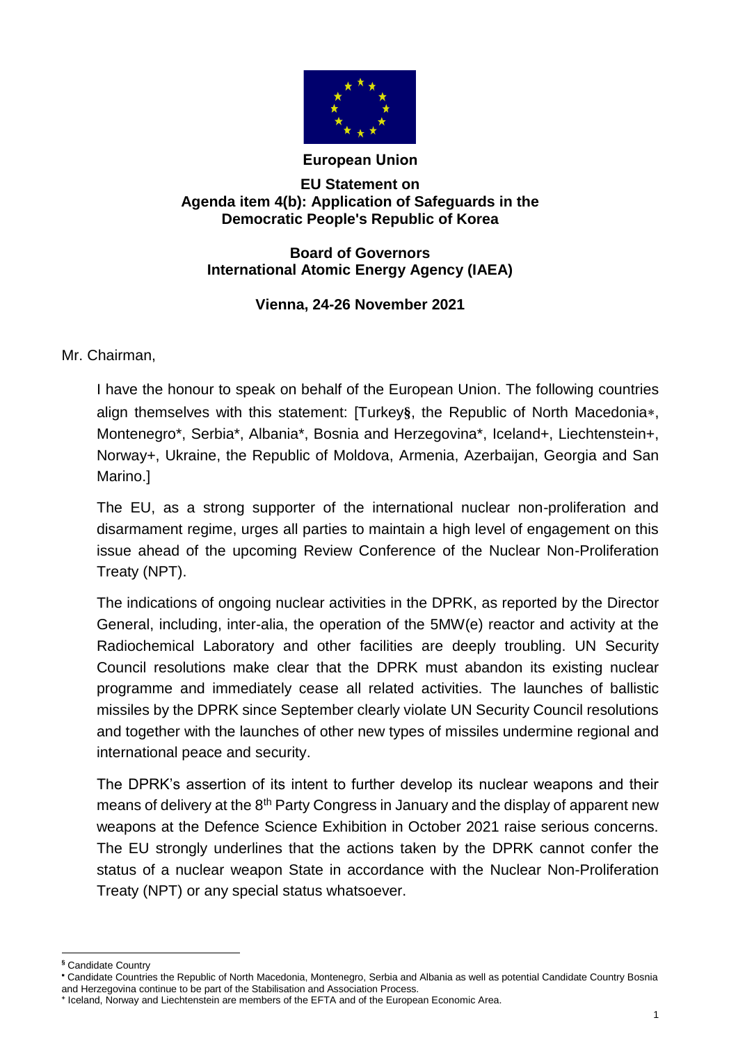**European Union**

**EU Statement on**
**Agenda item 4(b): Application of Safeguards in the Democratic People's Republic of Korea**

**Board of Governors**
**International Atomic Energy Agency (IAEA)**

**Vienna, 24-26 November 2021**

Mr. Chairman,

I have the honour to speak on behalf of the European Union. The following countries align themselves with this statement: [Turkey§, the Republic of North Macedonia*, Montenegro*, Serbia*, Albania*, Bosnia and Herzegovina*, Iceland+, Liechtenstein+, Norway+, Ukraine, the Republic of Moldova, Armenia, Azerbaijan, Georgia and San Marino.]

The EU, as a strong supporter of the international nuclear non-proliferation and disarmament regime, urges all parties to maintain a high level of engagement on this issue ahead of the upcoming Review Conference of the Nuclear Non-Proliferation Treaty (NPT).

The indications of ongoing nuclear activities in the DPRK, as reported by the Director General, including, inter-alia, the operation of the 5MW(e) reactor and activity at the Radiochemical Laboratory and other facilities are deeply troubling. UN Security Council resolutions make clear that the DPRK must abandon its existing nuclear programme and immediately cease all related activities. The launches of ballistic missiles by the DPRK since September clearly violate UN Security Council resolutions and together with the launches of other new types of missiles undermine regional and international peace and security.

The DPRK's assertion of its intent to further develop its nuclear weapons and their means of delivery at the 8th Party Congress in January and the display of apparent new weapons at the Defence Science Exhibition in October 2021 raise serious concerns. The EU strongly underlines that the actions taken by the DPRK cannot confer the status of a nuclear weapon State in accordance with the Nuclear Non-Proliferation Treaty (NPT) or any special status whatsoever.

---

§ Candidate Country

* Candidate Countries the Republic of North Macedonia, Montenegro, Serbia and Albania as well as potential Candidate Country Bosnia and Herzegovina continue to be part of the Stabilisation and Association Process.

+ Iceland, Norway and Liechtenstein are members of the EFTA and of the European Economic Area.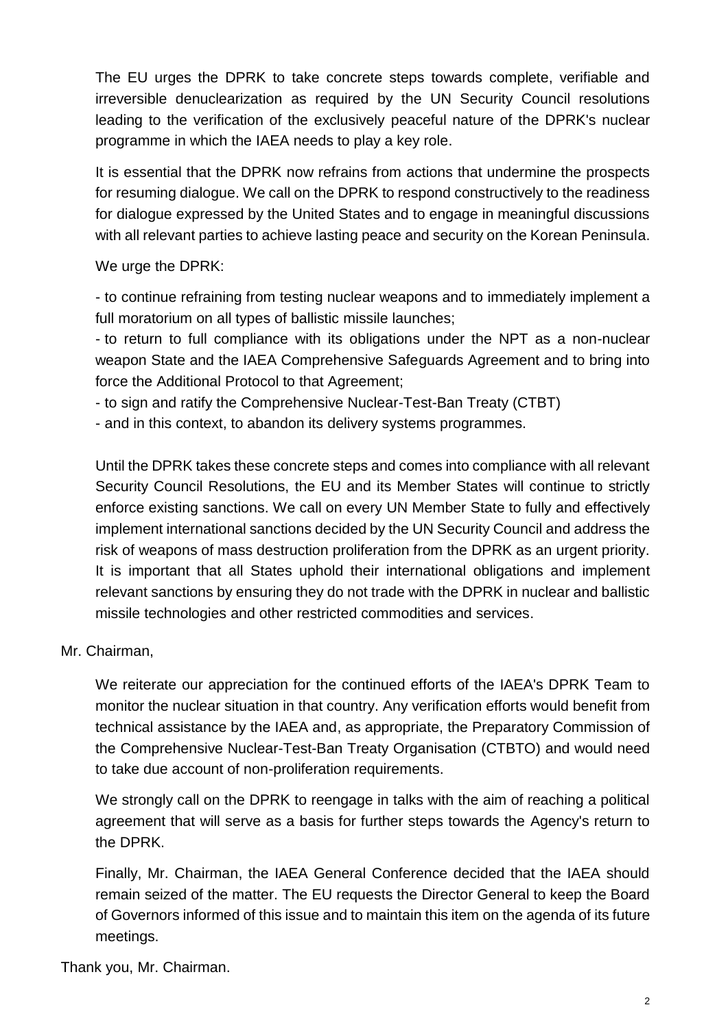The EU urges the DPRK to take concrete steps towards complete, verifiable and irreversible denuclearization as required by the UN Security Council resolutions leading to the verification of the exclusively peaceful nature of the DPRK's nuclear programme in which the IAEA needs to play a key role.

It is essential that the DPRK now refrains from actions that undermine the prospects for resuming dialogue. We call on the DPRK to respond constructively to the readiness for dialogue expressed by the United States and to engage in meaningful discussions with all relevant parties to achieve lasting peace and security on the Korean Peninsula.

We urge the DPRK:

- to continue refraining from testing nuclear weapons and to immediately implement a full moratorium on all types of ballistic missile launches;
- to return to full compliance with its obligations under the NPT as a non-nuclear weapon State and the IAEA Comprehensive Safeguards Agreement and to bring into force the Additional Protocol to that Agreement;
- to sign and ratify the Comprehensive Nuclear-Test-Ban Treaty (CTBT)
- and in this context, to abandon its delivery systems programmes.

Until the DPRK takes these concrete steps and comes into compliance with all relevant Security Council Resolutions, the EU and its Member States will continue to strictly enforce existing sanctions. We call on every UN Member State to fully and effectively implement international sanctions decided by the UN Security Council and address the risk of weapons of mass destruction proliferation from the DPRK as an urgent priority. It is important that all States uphold their international obligations and implement relevant sanctions by ensuring they do not trade with the DPRK in nuclear and ballistic missile technologies and other restricted commodities and services.

Mr. Chairman,

We reiterate our appreciation for the continued efforts of the IAEA's DPRK Team to monitor the nuclear situation in that country. Any verification efforts would benefit from technical assistance by the IAEA and, as appropriate, the Preparatory Commission of the Comprehensive Nuclear-Test-Ban Treaty Organisation (CTBTO) and would need to take due account of non-proliferation requirements.

We strongly call on the DPRK to reengage in talks with the aim of reaching a political agreement that will serve as a basis for further steps towards the Agency's return to the DPRK.

Finally, Mr. Chairman, the IAEA General Conference decided that the IAEA should remain seized of the matter. The EU requests the Director General to keep the Board of Governors informed of this issue and to maintain this item on the agenda of its future meetings.

Thank you, Mr. Chairman.